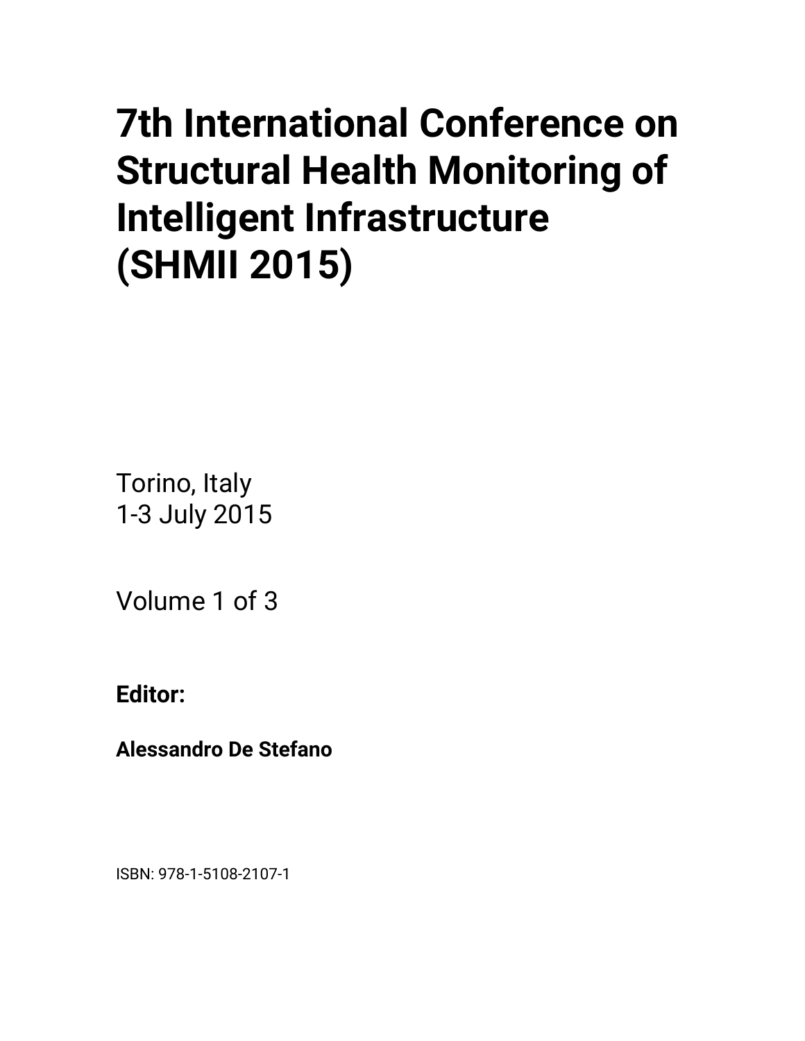# 7th International Conference on Structural Health Monitoring of Intelligent Infrastructure (SHMII 2015)

Torino, Italy
1-3 July 2015

Volume 1 of 3

**Editor:**

**Alessandro De Stefano**

ISBN: 978-1-5108-2107-1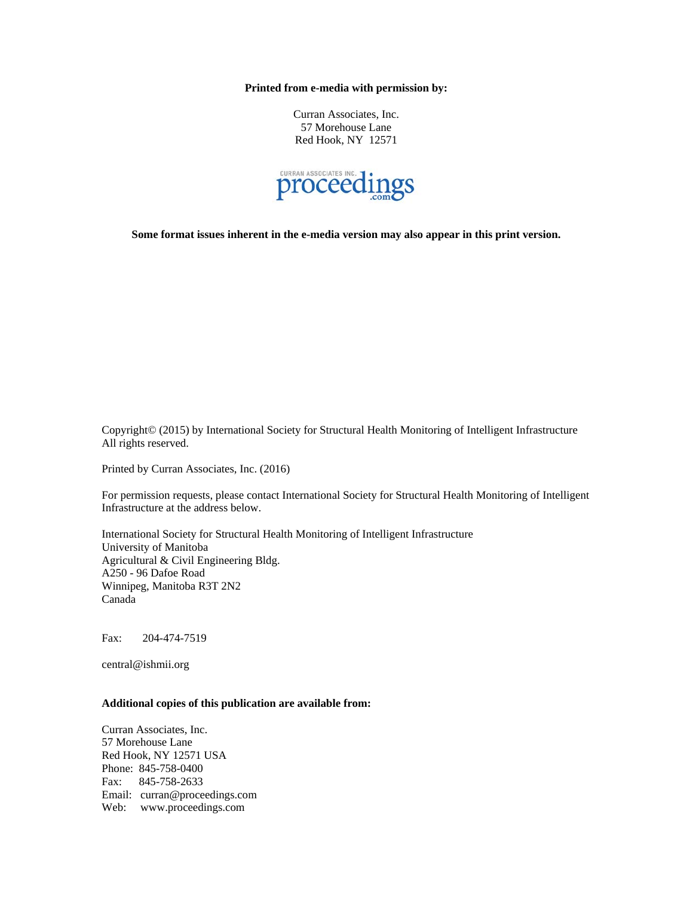**Printed from e-media with permission by:**

Curran Associates, Inc.
57 Morehouse Lane
Red Hook, NY 12571

**Some format issues inherent in the e-media version may also appear in this print version.**

Copyright© (2015) by International Society for Structural Health Monitoring of Intelligent Infrastructure
All rights reserved.

Printed by Curran Associates, Inc. (2016)

For permission requests, please contact International Society for Structural Health Monitoring of Intelligent Infrastructure at the address below.

International Society for Structural Health Monitoring of Intelligent Infrastructure
University of Manitoba
Agricultural & Civil Engineering Bldg.
A250 - 96 Dafoe Road
Winnipeg, Manitoba R3T 2N2
Canada

Fax: 204-474-7519

central@ishmii.org

**Additional copies of this publication are available from:**

Curran Associates, Inc.
57 Morehouse Lane
Red Hook, NY 12571 USA
Phone: 845-758-0400
Fax: 845-758-2633
Email: curran@proceedings.com
Web: www.proceedings.com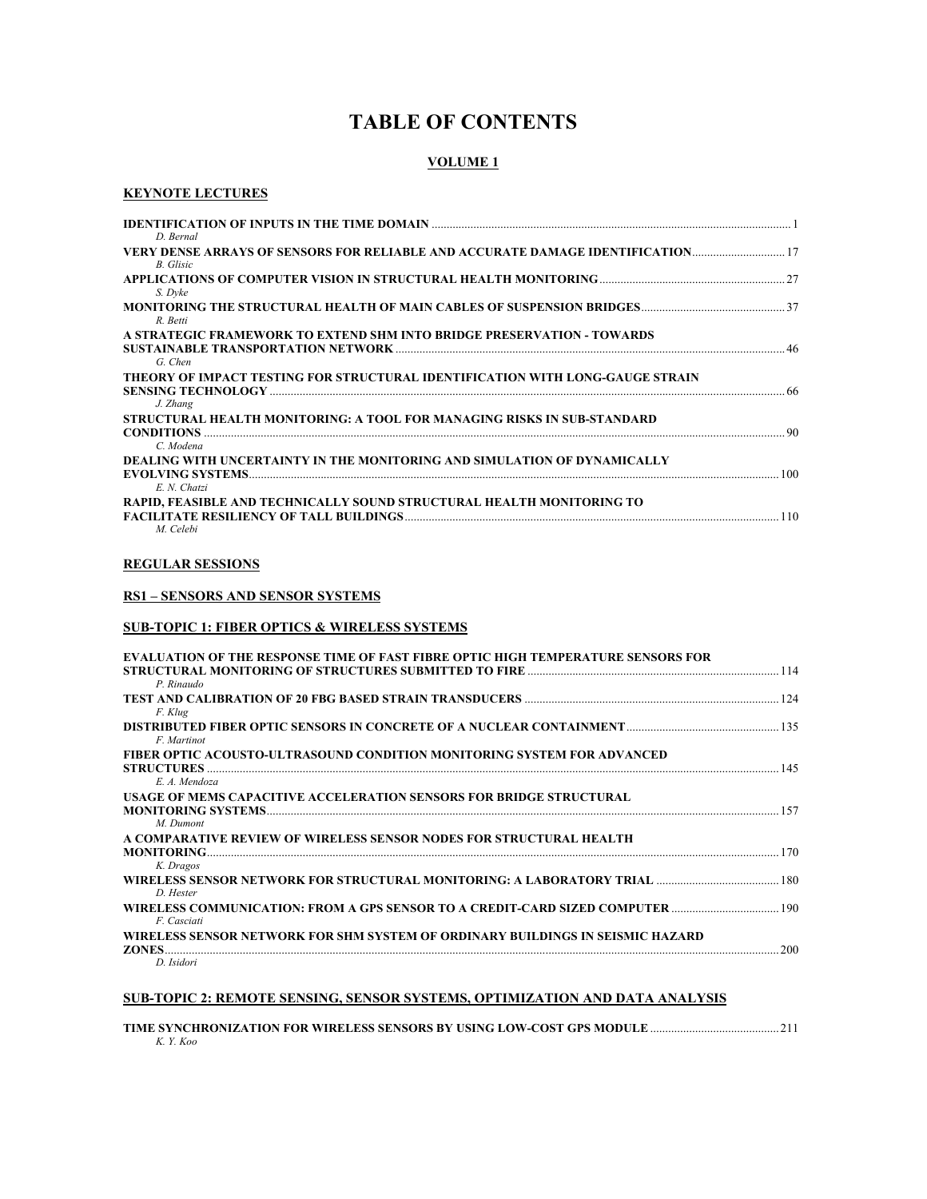# TABLE OF CONTENTS

## VOLUME 1

### KEYNOTE LECTURES

**IDENTIFICATION OF INPUTS IN THE TIME DOMAIN** ........ 1
*D. Bernal*

**VERY DENSE ARRAYS OF SENSORS FOR RELIABLE AND ACCURATE DAMAGE IDENTIFICATION** ........ 17
*B. Glisic*

**APPLICATIONS OF COMPUTER VISION IN STRUCTURAL HEALTH MONITORING** ........ 27
*S. Dyke*

**MONITORING THE STRUCTURAL HEALTH OF MAIN CABLES OF SUSPENSION BRIDGES** ........ 37
*R. Betti*

**A STRATEGIC FRAMEWORK TO EXTEND SHM INTO BRIDGE PRESERVATION - TOWARDS SUSTAINABLE TRANSPORTATION NETWORK** ........ 46
*G. Chen*

**THEORY OF IMPACT TESTING FOR STRUCTURAL IDENTIFICATION WITH LONG-GAUGE STRAIN SENSING TECHNOLOGY** ........ 66
*J. Zhang*

**STRUCTURAL HEALTH MONITORING: A TOOL FOR MANAGING RISKS IN SUB-STANDARD CONDITIONS** ........ 90
*C. Modena*

**DEALING WITH UNCERTAINTY IN THE MONITORING AND SIMULATION OF DYNAMICALLY EVOLVING SYSTEMS** ........ 100
*E. N. Chatzi*

**RAPID, FEASIBLE AND TECHNICALLY SOUND STRUCTURAL HEALTH MONITORING TO FACILITATE RESILIENCY OF TALL BUILDINGS** ........ 110
*M. Celebi*

### REGULAR SESSIONS

### RS1 – SENSORS AND SENSOR SYSTEMS

### SUB-TOPIC 1: FIBER OPTICS & WIRELESS SYSTEMS

**EVALUATION OF THE RESPONSE TIME OF FAST FIBRE OPTIC HIGH TEMPERATURE SENSORS FOR STRUCTURAL MONITORING OF STRUCTURES SUBMITTED TO FIRE** ........ 114
*P. Rinaudo*

**TEST AND CALIBRATION OF 20 FBG BASED STRAIN TRANSDUCERS** ........ 124
*F. Klug*

**DISTRIBUTED FIBER OPTIC SENSORS IN CONCRETE OF A NUCLEAR CONTAINMENT** ........ 135
*F. Martinot*

**FIBER OPTIC ACOUSTO-ULTRASOUND CONDITION MONITORING SYSTEM FOR ADVANCED STRUCTURES** ........ 145
*E. A. Mendoza*

**USAGE OF MEMS CAPACITIVE ACCELERATION SENSORS FOR BRIDGE STRUCTURAL MONITORING SYSTEMS** ........ 157
*M. Dumont*

**A COMPARATIVE REVIEW OF WIRELESS SENSOR NODES FOR STRUCTURAL HEALTH MONITORING** ........ 170
*K. Dragos*

**WIRELESS SENSOR NETWORK FOR STRUCTURAL MONITORING: A LABORATORY TRIAL** ........ 180
*D. Hester*

**WIRELESS COMMUNICATION: FROM A GPS SENSOR TO A CREDIT-CARD SIZED COMPUTER** ........ 190
*F. Casciati*

**WIRELESS SENSOR NETWORK FOR SHM SYSTEM OF ORDINARY BUILDINGS IN SEISMIC HAZARD ZONES** ........ 200
*D. Isidori*

### SUB-TOPIC 2: REMOTE SENSING, SENSOR SYSTEMS, OPTIMIZATION AND DATA ANALYSIS

**TIME SYNCHRONIZATION FOR WIRELESS SENSORS BY USING LOW-COST GPS MODULE** ........ 211
*K. Y. Koo*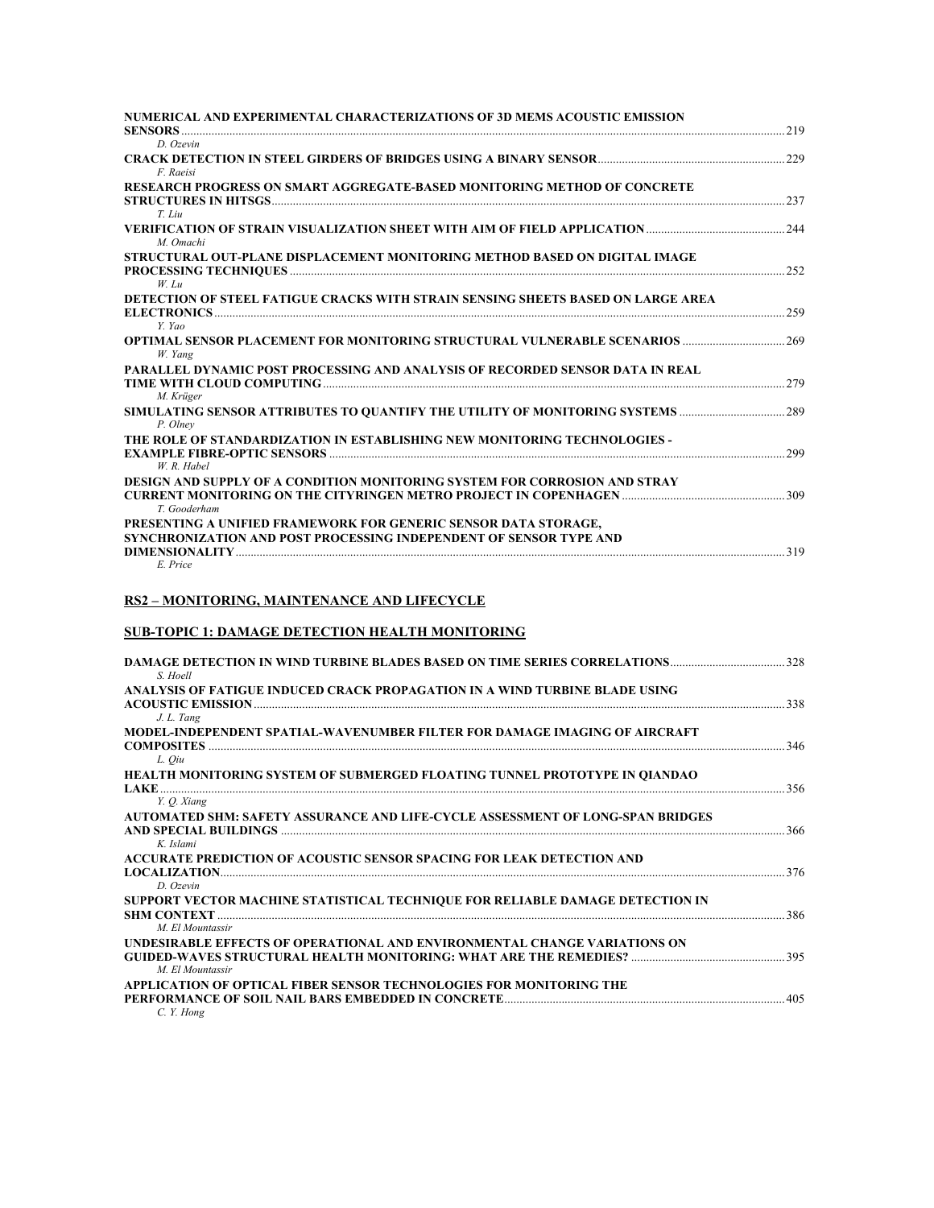**NUMERICAL AND EXPERIMENTAL CHARACTERIZATIONS OF 3D MEMS ACOUSTIC EMISSION SENSORS** ........ 219
*D. Ozevin*

**CRACK DETECTION IN STEEL GIRDERS OF BRIDGES USING A BINARY SENSOR** ........ 229
*F. Raeisi*

**RESEARCH PROGRESS ON SMART AGGREGATE-BASED MONITORING METHOD OF CONCRETE STRUCTURES IN HITSGS** ........ 237
*T. Liu*

**VERIFICATION OF STRAIN VISUALIZATION SHEET WITH AIM OF FIELD APPLICATION** ........ 244
*M. Omachi*

**STRUCTURAL OUT-PLANE DISPLACEMENT MONITORING METHOD BASED ON DIGITAL IMAGE PROCESSING TECHNIQUES** ........ 252
*W. Lu*

**DETECTION OF STEEL FATIGUE CRACKS WITH STRAIN SENSING SHEETS BASED ON LARGE AREA ELECTRONICS** ........ 259
*Y. Yao*

**OPTIMAL SENSOR PLACEMENT FOR MONITORING STRUCTURAL VULNERABLE SCENARIOS** ........ 269
*W. Yang*

**PARALLEL DYNAMIC POST PROCESSING AND ANALYSIS OF RECORDED SENSOR DATA IN REAL TIME WITH CLOUD COMPUTING** ........ 279
*M. Krüger*

**SIMULATING SENSOR ATTRIBUTES TO QUANTIFY THE UTILITY OF MONITORING SYSTEMS** ........ 289
*P. Olney*

**THE ROLE OF STANDARDIZATION IN ESTABLISHING NEW MONITORING TECHNOLOGIES - EXAMPLE FIBRE-OPTIC SENSORS** ........ 299
*W. R. Habel*

**DESIGN AND SUPPLY OF A CONDITION MONITORING SYSTEM FOR CORROSION AND STRAY CURRENT MONITORING ON THE CITYRINGEN METRO PROJECT IN COPENHAGEN** ........ 309
*T. Gooderham*

**PRESENTING A UNIFIED FRAMEWORK FOR GENERIC SENSOR DATA STORAGE, SYNCHRONIZATION AND POST PROCESSING INDEPENDENT OF SENSOR TYPE AND DIMENSIONALITY** ........ 319
*E. Price*

## RS2 – MONITORING, MAINTENANCE AND LIFECYCLE

### SUB-TOPIC 1: DAMAGE DETECTION HEALTH MONITORING

**DAMAGE DETECTION IN WIND TURBINE BLADES BASED ON TIME SERIES CORRELATIONS** ........ 328
*S. Hoell*

**ANALYSIS OF FATIGUE INDUCED CRACK PROPAGATION IN A WIND TURBINE BLADE USING ACOUSTIC EMISSION** ........ 338
*J. L. Tang*

**MODEL-INDEPENDENT SPATIAL-WAVENUMBER FILTER FOR DAMAGE IMAGING OF AIRCRAFT COMPOSITES** ........ 346
*L. Qiu*

**HEALTH MONITORING SYSTEM OF SUBMERGED FLOATING TUNNEL PROTOTYPE IN QIANDAO LAKE** ........ 356
*Y. Q. Xiang*

**AUTOMATED SHM: SAFETY ASSURANCE AND LIFE-CYCLE ASSESSMENT OF LONG-SPAN BRIDGES AND SPECIAL BUILDINGS** ........ 366
*K. Islami*

**ACCURATE PREDICTION OF ACOUSTIC SENSOR SPACING FOR LEAK DETECTION AND LOCALIZATION** ........ 376
*D. Ozevin*

**SUPPORT VECTOR MACHINE STATISTICAL TECHNIQUE FOR RELIABLE DAMAGE DETECTION IN SHM CONTEXT** ........ 386
*M. El Mountassir*

**UNDESIRABLE EFFECTS OF OPERATIONAL AND ENVIRONMENTAL CHANGE VARIATIONS ON GUIDED-WAVES STRUCTURAL HEALTH MONITORING: WHAT ARE THE REMEDIES?** ........ 395
*M. El Mountassir*

**APPLICATION OF OPTICAL FIBER SENSOR TECHNOLOGIES FOR MONITORING THE PERFORMANCE OF SOIL NAIL BARS EMBEDDED IN CONCRETE** ........ 405
*C. Y. Hong*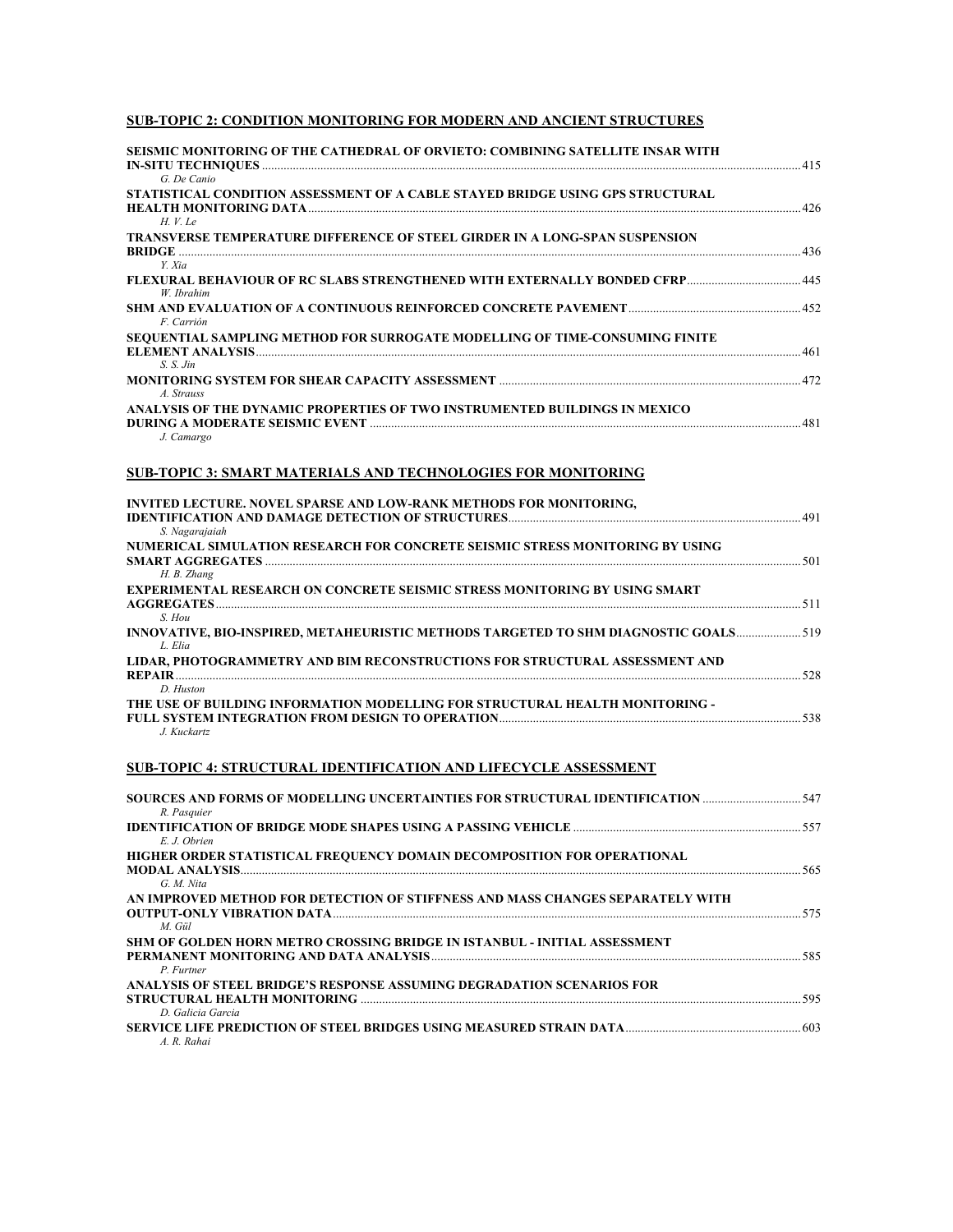## SUB-TOPIC 2: CONDITION MONITORING FOR MODERN AND ANCIENT STRUCTURES

**SEISMIC MONITORING OF THE CATHEDRAL OF ORVIETO: COMBINING SATELLITE INSAR WITH IN-SITU TECHNIQUES** ..... 415
*G. De Canio*

**STATISTICAL CONDITION ASSESSMENT OF A CABLE STAYED BRIDGE USING GPS STRUCTURAL HEALTH MONITORING DATA** ..... 426
*H. V. Le*

**TRANSVERSE TEMPERATURE DIFFERENCE OF STEEL GIRDER IN A LONG-SPAN SUSPENSION BRIDGE** ..... 436
*Y. Xia*

**FLEXURAL BEHAVIOUR OF RC SLABS STRENGTHENED WITH EXTERNALLY BONDED CFRP** ..... 445
*W. Ibrahim*

**SHM AND EVALUATION OF A CONTINUOUS REINFORCED CONCRETE PAVEMENT** ..... 452
*F. Carrión*

**SEQUENTIAL SAMPLING METHOD FOR SURROGATE MODELLING OF TIME-CONSUMING FINITE ELEMENT ANALYSIS** ..... 461
*S. S. Jin*

**MONITORING SYSTEM FOR SHEAR CAPACITY ASSESSMENT** ..... 472
*A. Strauss*

**ANALYSIS OF THE DYNAMIC PROPERTIES OF TWO INSTRUMENTED BUILDINGS IN MEXICO DURING A MODERATE SEISMIC EVENT** ..... 481
*J. Camargo*

## SUB-TOPIC 3: SMART MATERIALS AND TECHNOLOGIES FOR MONITORING

**INVITED LECTURE. NOVEL SPARSE AND LOW-RANK METHODS FOR MONITORING, IDENTIFICATION AND DAMAGE DETECTION OF STRUCTURES** ..... 491
*S. Nagarajaiah*

**NUMERICAL SIMULATION RESEARCH FOR CONCRETE SEISMIC STRESS MONITORING BY USING SMART AGGREGATES** ..... 501
*H. B. Zhang*

**EXPERIMENTAL RESEARCH ON CONCRETE SEISMIC STRESS MONITORING BY USING SMART AGGREGATES** ..... 511
*S. Hou*

**INNOVATIVE, BIO-INSPIRED, METAHEURISTIC METHODS TARGETED TO SHM DIAGNOSTIC GOALS** ..... 519
*L. Elia*

**LIDAR, PHOTOGRAMMETRY AND BIM RECONSTRUCTIONS FOR STRUCTURAL ASSESSMENT AND REPAIR** ..... 528
*D. Huston*

**THE USE OF BUILDING INFORMATION MODELLING FOR STRUCTURAL HEALTH MONITORING - FULL SYSTEM INTEGRATION FROM DESIGN TO OPERATION** ..... 538
*J. Kuckartz*

## SUB-TOPIC 4: STRUCTURAL IDENTIFICATION AND LIFECYCLE ASSESSMENT

**SOURCES AND FORMS OF MODELLING UNCERTAINTIES FOR STRUCTURAL IDENTIFICATION** ..... 547
*R. Pasquier*

**IDENTIFICATION OF BRIDGE MODE SHAPES USING A PASSING VEHICLE** ..... 557
*E. J. Obrien*

**HIGHER ORDER STATISTICAL FREQUENCY DOMAIN DECOMPOSITION FOR OPERATIONAL MODAL ANALYSIS** ..... 565
*G. M. Nita*

**AN IMPROVED METHOD FOR DETECTION OF STIFFNESS AND MASS CHANGES SEPARATELY WITH OUTPUT-ONLY VIBRATION DATA** ..... 575
*M. Gül*

**SHM OF GOLDEN HORN METRO CROSSING BRIDGE IN ISTANBUL - INITIAL ASSESSMENT PERMANENT MONITORING AND DATA ANALYSIS** ..... 585
*P. Furtner*

**ANALYSIS OF STEEL BRIDGE'S RESPONSE ASSUMING DEGRADATION SCENARIOS FOR STRUCTURAL HEALTH MONITORING** ..... 595
*D. Galicia Garcia*

**SERVICE LIFE PREDICTION OF STEEL BRIDGES USING MEASURED STRAIN DATA** ..... 603
*A. R. Rahai*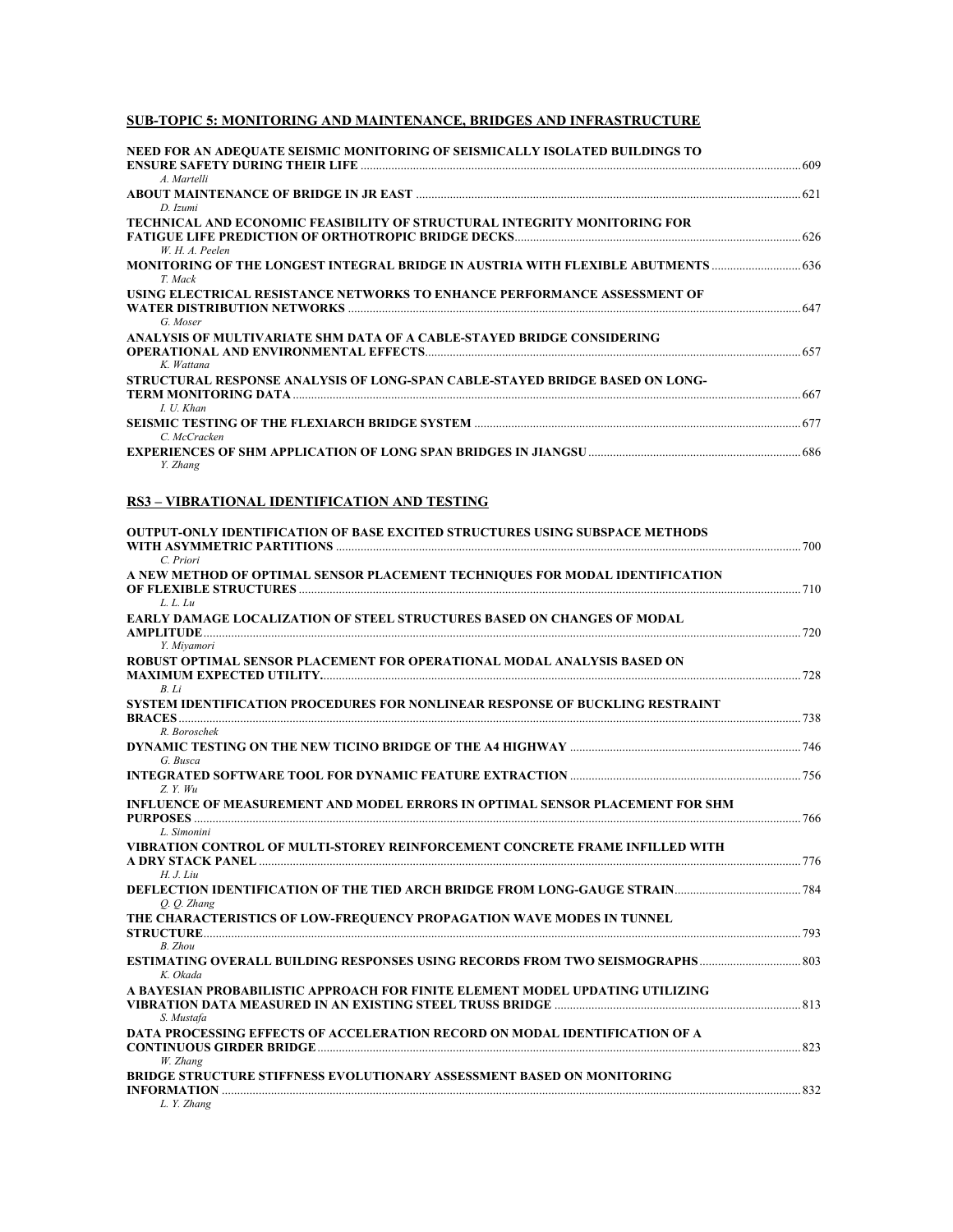## SUB-TOPIC 5: MONITORING AND MAINTENANCE, BRIDGES AND INFRASTRUCTURE

**NEED FOR AN ADEQUATE SEISMIC MONITORING OF SEISMICALLY ISOLATED BUILDINGS TO ENSURE SAFETY DURING THEIR LIFE** ..... 609
*A. Martelli*

**ABOUT MAINTENANCE OF BRIDGE IN JR EAST** ..... 621
*D. Izumi*

**TECHNICAL AND ECONOMIC FEASIBILITY OF STRUCTURAL INTEGRITY MONITORING FOR FATIGUE LIFE PREDICTION OF ORTHOTROPIC BRIDGE DECKS** ..... 626
*W. H. A. Peelen*

**MONITORING OF THE LONGEST INTEGRAL BRIDGE IN AUSTRIA WITH FLEXIBLE ABUTMENTS** ..... 636
*T. Mack*

**USING ELECTRICAL RESISTANCE NETWORKS TO ENHANCE PERFORMANCE ASSESSMENT OF WATER DISTRIBUTION NETWORKS** ..... 647
*G. Moser*

**ANALYSIS OF MULTIVARIATE SHM DATA OF A CABLE-STAYED BRIDGE CONSIDERING OPERATIONAL AND ENVIRONMENTAL EFFECTS** ..... 657
*K. Wattana*

**STRUCTURAL RESPONSE ANALYSIS OF LONG-SPAN CABLE-STAYED BRIDGE BASED ON LONG-TERM MONITORING DATA** ..... 667
*I. U. Khan*

**SEISMIC TESTING OF THE FLEXIARCH BRIDGE SYSTEM** ..... 677
*C. McCracken*

**EXPERIENCES OF SHM APPLICATION OF LONG SPAN BRIDGES IN JIANGSU** ..... 686
*Y. Zhang*

## RS3 – VIBRATIONAL IDENTIFICATION AND TESTING

**OUTPUT-ONLY IDENTIFICATION OF BASE EXCITED STRUCTURES USING SUBSPACE METHODS WITH ASYMMETRIC PARTITIONS** ..... 700
*C. Priori*

**A NEW METHOD OF OPTIMAL SENSOR PLACEMENT TECHNIQUES FOR MODAL IDENTIFICATION OF FLEXIBLE STRUCTURES** ..... 710
*L. L. Lu*

**EARLY DAMAGE LOCALIZATION OF STEEL STRUCTURES BASED ON CHANGES OF MODAL AMPLITUDE** ..... 720
*Y. Miyamori*

**ROBUST OPTIMAL SENSOR PLACEMENT FOR OPERATIONAL MODAL ANALYSIS BASED ON MAXIMUM EXPECTED UTILITY** ..... 728
*B. Li*

**SYSTEM IDENTIFICATION PROCEDURES FOR NONLINEAR RESPONSE OF BUCKLING RESTRAINT BRACES** ..... 738
*R. Boroschek*

**DYNAMIC TESTING ON THE NEW TICINO BRIDGE OF THE A4 HIGHWAY** ..... 746
*G. Busca*

**INTEGRATED SOFTWARE TOOL FOR DYNAMIC FEATURE EXTRACTION** ..... 756
*Z. Y. Wu*

**INFLUENCE OF MEASUREMENT AND MODEL ERRORS IN OPTIMAL SENSOR PLACEMENT FOR SHM PURPOSES** ..... 766
*L. Simonini*

**VIBRATION CONTROL OF MULTI-STOREY REINFORCEMENT CONCRETE FRAME INFILLED WITH A DRY STACK PANEL** ..... 776
*H. J. Liu*

**DEFLECTION IDENTIFICATION OF THE TIED ARCH BRIDGE FROM LONG-GAUGE STRAIN** ..... 784
*Q. Q. Zhang*

**THE CHARACTERISTICS OF LOW-FREQUENCY PROPAGATION WAVE MODES IN TUNNEL STRUCTURE** ..... 793
*B. Zhou*

**ESTIMATING OVERALL BUILDING RESPONSES USING RECORDS FROM TWO SEISMOGRAPHS** ..... 803
*K. Okada*

**A BAYESIAN PROBABILISTIC APPROACH FOR FINITE ELEMENT MODEL UPDATING UTILIZING VIBRATION DATA MEASURED IN AN EXISTING STEEL TRUSS BRIDGE** ..... 813
*S. Mustafa*

**DATA PROCESSING EFFECTS OF ACCELERATION RECORD ON MODAL IDENTIFICATION OF A CONTINUOUS GIRDER BRIDGE** ..... 823
*W. Zhang*

**BRIDGE STRUCTURE STIFFNESS EVOLUTIONARY ASSESSMENT BASED ON MONITORING INFORMATION** ..... 832
*L. Y. Zhang*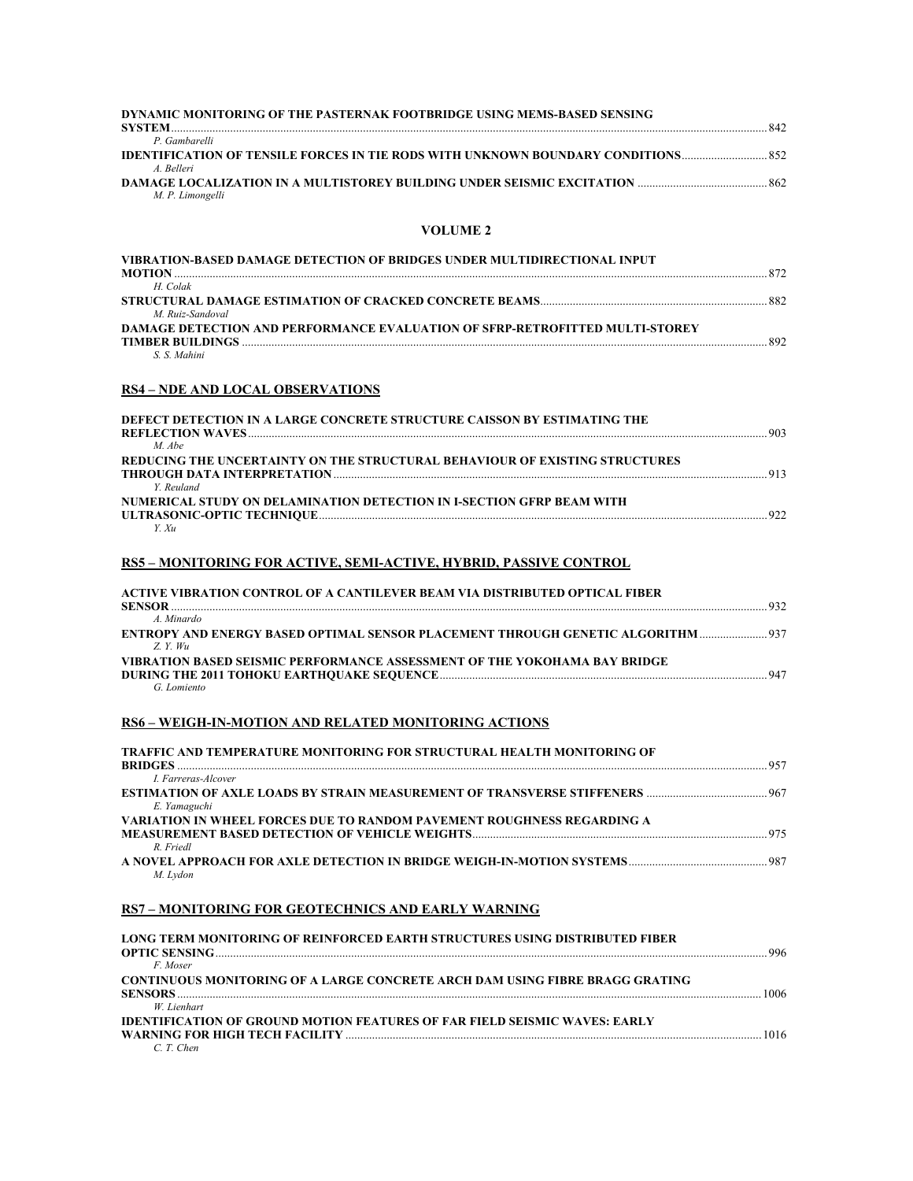**DYNAMIC MONITORING OF THE PASTERNAK FOOTBRIDGE USING MEMS-BASED SENSING SYSTEM** ........ 842
*P. Gambarelli*

**IDENTIFICATION OF TENSILE FORCES IN TIE RODS WITH UNKNOWN BOUNDARY CONDITIONS** ........ 852
*A. Belleri*

**DAMAGE LOCALIZATION IN A MULTISTOREY BUILDING UNDER SEISMIC EXCITATION** ........ 862
*M. P. Limongelli*

## VOLUME 2

**VIBRATION-BASED DAMAGE DETECTION OF BRIDGES UNDER MULTIDIRECTIONAL INPUT MOTION** ........ 872
*H. Colak*

**STRUCTURAL DAMAGE ESTIMATION OF CRACKED CONCRETE BEAMS** ........ 882
*M. Ruiz-Sandoval*

**DAMAGE DETECTION AND PERFORMANCE EVALUATION OF SFRP-RETROFITTED MULTI-STOREY TIMBER BUILDINGS** ........ 892
*S. S. Mahini*

### RS4 – NDE AND LOCAL OBSERVATIONS

**DEFECT DETECTION IN A LARGE CONCRETE STRUCTURE CAISSON BY ESTIMATING THE REFLECTION WAVES** ........ 903
*M. Abe*

**REDUCING THE UNCERTAINTY ON THE STRUCTURAL BEHAVIOUR OF EXISTING STRUCTURES THROUGH DATA INTERPRETATION** ........ 913
*Y. Reuland*

**NUMERICAL STUDY ON DELAMINATION DETECTION IN I-SECTION GFRP BEAM WITH ULTRASONIC-OPTIC TECHNIQUE** ........ 922
*Y. Xu*

### RS5 – MONITORING FOR ACTIVE, SEMI-ACTIVE, HYBRID, PASSIVE CONTROL

**ACTIVE VIBRATION CONTROL OF A CANTILEVER BEAM VIA DISTRIBUTED OPTICAL FIBER SENSOR** ........ 932
*A. Minardo*

**ENTROPY AND ENERGY BASED OPTIMAL SENSOR PLACEMENT THROUGH GENETIC ALGORITHM** ........ 937
*Z. Y. Wu*

**VIBRATION BASED SEISMIC PERFORMANCE ASSESSMENT OF THE YOKOHAMA BAY BRIDGE DURING THE 2011 TOHOKU EARTHQUAKE SEQUENCE** ........ 947
*G. Lomiento*

### RS6 – WEIGH-IN-MOTION AND RELATED MONITORING ACTIONS

**TRAFFIC AND TEMPERATURE MONITORING FOR STRUCTURAL HEALTH MONITORING OF BRIDGES** ........ 957
*I. Farreras-Alcover*

**ESTIMATION OF AXLE LOADS BY STRAIN MEASUREMENT OF TRANSVERSE STIFFENERS** ........ 967
*E. Yamaguchi*

**VARIATION IN WHEEL FORCES DUE TO RANDOM PAVEMENT ROUGHNESS REGARDING A MEASUREMENT BASED DETECTION OF VEHICLE WEIGHTS** ........ 975
*R. Friedl*

**A NOVEL APPROACH FOR AXLE DETECTION IN BRIDGE WEIGH-IN-MOTION SYSTEMS** ........ 987
*M. Lydon*

### RS7 – MONITORING FOR GEOTECHNICS AND EARLY WARNING

**LONG TERM MONITORING OF REINFORCED EARTH STRUCTURES USING DISTRIBUTED FIBER OPTIC SENSING** ........ 996
*F. Moser*

**CONTINUOUS MONITORING OF A LARGE CONCRETE ARCH DAM USING FIBRE BRAGG GRATING SENSORS** ........ 1006
*W. Lienhart*

**IDENTIFICATION OF GROUND MOTION FEATURES OF FAR FIELD SEISMIC WAVES: EARLY WARNING FOR HIGH TECH FACILITY** ........ 1016
*C. T. Chen*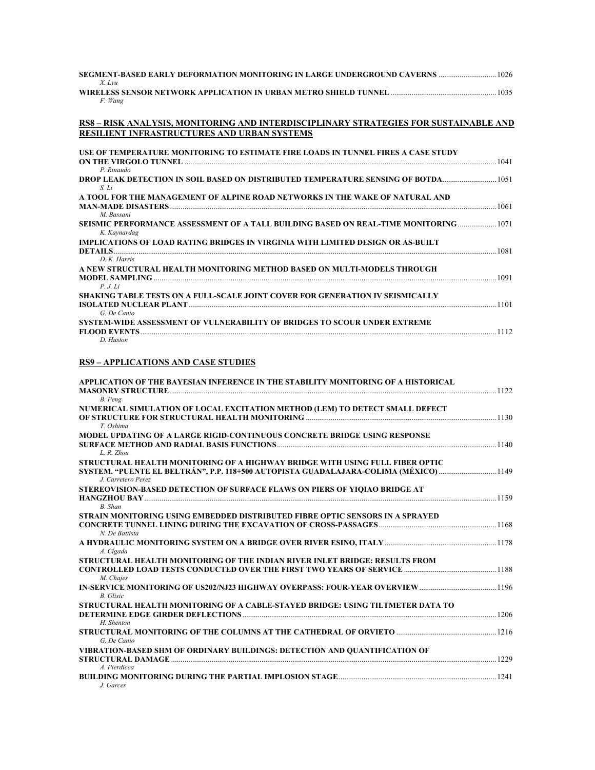**SEGMENT-BASED EARLY DEFORMATION MONITORING IN LARGE UNDERGROUND CAVERNS** ............................. 1026
*X. Lyu*

**WIRELESS SENSOR NETWORK APPLICATION IN URBAN METRO SHIELD TUNNEL** ............................. 1035
*F. Wang*

## RS8 – RISK ANALYSIS, MONITORING AND INTERDISCIPLINARY STRATEGIES FOR SUSTAINABLE AND RESILIENT INFRASTRUCTURES AND URBAN SYSTEMS

**USE OF TEMPERATURE MONITORING TO ESTIMATE FIRE LOADS IN TUNNEL FIRES A CASE STUDY ON THE VIRGOLO TUNNEL** ............................. 1041
*P. Rinaudo*

**DROP LEAK DETECTION IN SOIL BASED ON DISTRIBUTED TEMPERATURE SENSING OF BOTDA** ............................. 1051
*S. Li*

**A TOOL FOR THE MANAGEMENT OF ALPINE ROAD NETWORKS IN THE WAKE OF NATURAL AND MAN-MADE DISASTERS** ............................. 1061
*M. Bassani*

**SEISMIC PERFORMANCE ASSESSMENT OF A TALL BUILDING BASED ON REAL-TIME MONITORING** ............................. 1071
*K. Kaynardag*

**IMPLICATIONS OF LOAD RATING BRIDGES IN VIRGINIA WITH LIMITED DESIGN OR AS-BUILT DETAILS** ............................. 1081
*D. K. Harris*

**A NEW STRUCTURAL HEALTH MONITORING METHOD BASED ON MULTI-MODELS THROUGH MODEL SAMPLING** ............................. 1091
*P. J. Li*

**SHAKING TABLE TESTS ON A FULL-SCALE JOINT COVER FOR GENERATION IV SEISMICALLY ISOLATED NUCLEAR PLANT** ............................. 1101
*G. De Canio*

**SYSTEM-WIDE ASSESSMENT OF VULNERABILITY OF BRIDGES TO SCOUR UNDER EXTREME FLOOD EVENTS** ............................. 1112
*D. Huston*

## RS9 – APPLICATIONS AND CASE STUDIES

**APPLICATION OF THE BAYESIAN INFERENCE IN THE STABILITY MONITORING OF A HISTORICAL MASONRY STRUCTURE** ............................. 1122
*B. Peng*

**NUMERICAL SIMULATION OF LOCAL EXCITATION METHOD (LEM) TO DETECT SMALL DEFECT OF STRUCTURE FOR STRUCTURAL HEALTH MONITORING** ............................. 1130
*T. Oshima*

**MODEL UPDATING OF A LARGE RIGID-CONTINUOUS CONCRETE BRIDGE USING RESPONSE SURFACE METHOD AND RADIAL BASIS FUNCTIONS** ............................. 1140
*L. R. Zhou*

**STRUCTURAL HEALTH MONITORING OF A HIGHWAY BRIDGE WITH USING FULL FIBER OPTIC SYSTEM. "PUENTE EL BELTRÁN", P.P. 118+500 AUTOPISTA GUADALAJARA-COLIMA (MÉXICO)** ............................. 1149
*J. Carretero Perez*

**STEREOVISION-BASED DETECTION OF SURFACE FLAWS ON PIERS OF YIQIAO BRIDGE AT HANGZHOU BAY** ............................. 1159
*B. Shan*

**STRAIN MONITORING USING EMBEDDED DISTRIBUTED FIBRE OPTIC SENSORS IN A SPRAYED CONCRETE TUNNEL LINING DURING THE EXCAVATION OF CROSS-PASSAGES** ............................. 1168
*N. De Battista*

**A HYDRAULIC MONITORING SYSTEM ON A BRIDGE OVER RIVER ESINO, ITALY** ............................. 1178
*A. Cigada*

**STRUCTURAL HEALTH MONITORING OF THE INDIAN RIVER INLET BRIDGE: RESULTS FROM CONTROLLED LOAD TESTS CONDUCTED OVER THE FIRST TWO YEARS OF SERVICE** ............................. 1188
*M. Chajes*

**IN-SERVICE MONITORING OF US202/NJ23 HIGHWAY OVERPASS: FOUR-YEAR OVERVIEW** ............................. 1196
*B. Glisic*

**STRUCTURAL HEALTH MONITORING OF A CABLE-STAYED BRIDGE: USING TILTMETER DATA TO DETERMINE EDGE GIRDER DEFLECTIONS** ............................. 1206
*H. Shenton*

**STRUCTURAL MONITORING OF THE COLUMNS AT THE CATHEDRAL OF ORVIETO** ............................. 1216
*G. De Canio*

**VIBRATION-BASED SHM OF ORDINARY BUILDINGS: DETECTION AND QUANTIFICATION OF STRUCTURAL DAMAGE** ............................. 1229
*A. Pierdicca*

**BUILDING MONITORING DURING THE PARTIAL IMPLOSION STAGE** ............................. 1241
*J. Garces*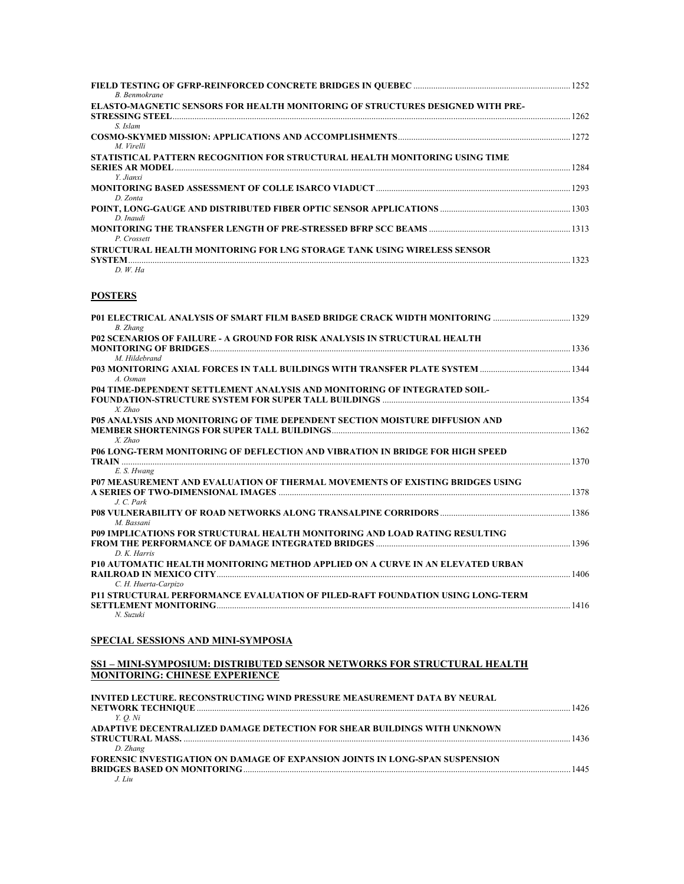**FIELD TESTING OF GFRP-REINFORCED CONCRETE BRIDGES IN QUEBEC** ........................................................ 1252
*B. Benmokrane*

**ELASTO-MAGNETIC SENSORS FOR HEALTH MONITORING OF STRUCTURES DESIGNED WITH PRE-STRESSING STEEL** ........................................................ 1262
*S. Islam*

**COSMO-SKYMED MISSION: APPLICATIONS AND ACCOMPLISHMENTS** ........................................................ 1272
*M. Virelli*

**STATISTICAL PATTERN RECOGNITION FOR STRUCTURAL HEALTH MONITORING USING TIME SERIES AR MODEL** ........................................................ 1284
*Y. Jianxi*

**MONITORING BASED ASSESSMENT OF COLLE ISARCO VIADUCT** ........................................................ 1293
*D. Zonta*

**POINT, LONG-GAUGE AND DISTRIBUTED FIBER OPTIC SENSOR APPLICATIONS** ........................................................ 1303
*D. Inaudi*

**MONITORING THE TRANSFER LENGTH OF PRE-STRESSED BFRP SCC BEAMS** ........................................................ 1313
*P. Crossett*

**STRUCTURAL HEALTH MONITORING FOR LNG STORAGE TANK USING WIRELESS SENSOR SYSTEM** ........................................................ 1323
*D. W. Ha*

## POSTERS

**P01 ELECTRICAL ANALYSIS OF SMART FILM BASED BRIDGE CRACK WIDTH MONITORING** ........................................................ 1329
*B. Zhang*

**P02 SCENARIOS OF FAILURE - A GROUND FOR RISK ANALYSIS IN STRUCTURAL HEALTH MONITORING OF BRIDGES** ........................................................ 1336
*M. Hildebrand*

**P03 MONITORING AXIAL FORCES IN TALL BUILDINGS WITH TRANSFER PLATE SYSTEM** ........................................................ 1344
*A. Osman*

**P04 TIME-DEPENDENT SETTLEMENT ANALYSIS AND MONITORING OF INTEGRATED SOIL-FOUNDATION-STRUCTURE SYSTEM FOR SUPER TALL BUILDINGS** ........................................................ 1354
*X. Zhao*

**P05 ANALYSIS AND MONITORING OF TIME DEPENDENT SECTION MOISTURE DIFFUSION AND MEMBER SHORTENINGS FOR SUPER TALL BUILDINGS** ........................................................ 1362
*X. Zhao*

**P06 LONG-TERM MONITORING OF DEFLECTION AND VIBRATION IN BRIDGE FOR HIGH SPEED TRAIN** ........................................................ 1370
*E. S. Hwang*

**P07 MEASUREMENT AND EVALUATION OF THERMAL MOVEMENTS OF EXISTING BRIDGES USING A SERIES OF TWO-DIMENSIONAL IMAGES** ........................................................ 1378
*J. C. Park*

**P08 VULNERABILITY OF ROAD NETWORKS ALONG TRANSALPINE CORRIDORS** ........................................................ 1386
*M. Bassani*

**P09 IMPLICATIONS FOR STRUCTURAL HEALTH MONITORING AND LOAD RATING RESULTING FROM THE PERFORMANCE OF DAMAGE INTEGRATED BRIDGES** ........................................................ 1396
*D. K. Harris*

**P10 AUTOMATIC HEALTH MONITORING METHOD APPLIED ON A CURVE IN AN ELEVATED URBAN RAILROAD IN MEXICO CITY** ........................................................ 1406
*C. H. Huerta-Carpizo*

**P11 STRUCTURAL PERFORMANCE EVALUATION OF PILED-RAFT FOUNDATION USING LONG-TERM SETTLEMENT MONITORING** ........................................................ 1416
*N. Suzuki*

## SPECIAL SESSIONS AND MINI-SYMPOSIA

### SS1 – MINI-SYMPOSIUM: DISTRIBUTED SENSOR NETWORKS FOR STRUCTURAL HEALTH MONITORING: CHINESE EXPERIENCE

**INVITED LECTURE. RECONSTRUCTING WIND PRESSURE MEASUREMENT DATA BY NEURAL NETWORK TECHNIQUE** ........................................................ 1426
*Y. Q. Ni*

**ADAPTIVE DECENTRALIZED DAMAGE DETECTION FOR SHEAR BUILDINGS WITH UNKNOWN STRUCTURAL MASS.** ........................................................ 1436
*D. Zhang*

**FORENSIC INVESTIGATION ON DAMAGE OF EXPANSION JOINTS IN LONG-SPAN SUSPENSION BRIDGES BASED ON MONITORING** ........................................................ 1445
*J. Liu*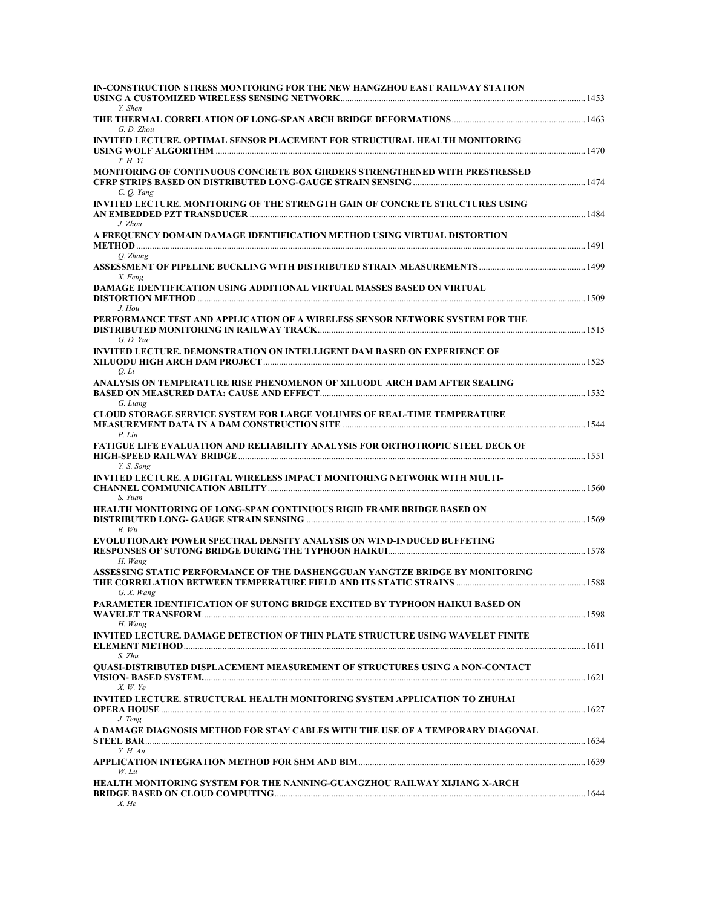**IN-CONSTRUCTION STRESS MONITORING FOR THE NEW HANGZHOU EAST RAILWAY STATION USING A CUSTOMIZED WIRELESS SENSING NETWORK** ........ 1453
*Y. Shen*

**THE THERMAL CORRELATION OF LONG-SPAN ARCH BRIDGE DEFORMATIONS** ........ 1463
*G. D. Zhou*

**INVITED LECTURE. OPTIMAL SENSOR PLACEMENT FOR STRUCTURAL HEALTH MONITORING USING WOLF ALGORITHM** ........ 1470
*T. H. Yi*

**MONITORING OF CONTINUOUS CONCRETE BOX GIRDERS STRENGTHENED WITH PRESTRESSED CFRP STRIPS BASED ON DISTRIBUTED LONG-GAUGE STRAIN SENSING** ........ 1474
*C. Q. Yang*

**INVITED LECTURE. MONITORING OF THE STRENGTH GAIN OF CONCRETE STRUCTURES USING AN EMBEDDED PZT TRANSDUCER** ........ 1484
*J. Zhou*

**A FREQUENCY DOMAIN DAMAGE IDENTIFICATION METHOD USING VIRTUAL DISTORTION METHOD** ........ 1491
*Q. Zhang*

**ASSESSMENT OF PIPELINE BUCKLING WITH DISTRIBUTED STRAIN MEASUREMENTS** ........ 1499
*X. Feng*

**DAMAGE IDENTIFICATION USING ADDITIONAL VIRTUAL MASSES BASED ON VIRTUAL DISTORTION METHOD** ........ 1509
*J. Hou*

**PERFORMANCE TEST AND APPLICATION OF A WIRELESS SENSOR NETWORK SYSTEM FOR THE DISTRIBUTED MONITORING IN RAILWAY TRACK** ........ 1515
*G. D. Yue*

**INVITED LECTURE. DEMONSTRATION ON INTELLIGENT DAM BASED ON EXPERIENCE OF XILUODU HIGH ARCH DAM PROJECT** ........ 1525
*Q. Li*

**ANALYSIS ON TEMPERATURE RISE PHENOMENON OF XILUODU ARCH DAM AFTER SEALING BASED ON MEASURED DATA: CAUSE AND EFFECT** ........ 1532
*G. Liang*

**CLOUD STORAGE SERVICE SYSTEM FOR LARGE VOLUMES OF REAL-TIME TEMPERATURE MEASUREMENT DATA IN A DAM CONSTRUCTION SITE** ........ 1544
*P. Lin*

**FATIGUE LIFE EVALUATION AND RELIABILITY ANALYSIS FOR ORTHOTROPIC STEEL DECK OF HIGH-SPEED RAILWAY BRIDGE** ........ 1551
*Y. S. Song*

**INVITED LECTURE. A DIGITAL WIRELESS IMPACT MONITORING NETWORK WITH MULTI-CHANNEL COMMUNICATION ABILITY** ........ 1560
*S. Yuan*

**HEALTH MONITORING OF LONG-SPAN CONTINUOUS RIGID FRAME BRIDGE BASED ON DISTRIBUTED LONG- GAUGE STRAIN SENSING** ........ 1569
*B. Wu*

**EVOLUTIONARY POWER SPECTRAL DENSITY ANALYSIS ON WIND-INDUCED BUFFETING RESPONSES OF SUTONG BRIDGE DURING THE TYPHOON HAIKUI** ........ 1578
*H. Wang*

**ASSESSING STATIC PERFORMANCE OF THE DASHENGGUAN YANGTZE BRIDGE BY MONITORING THE CORRELATION BETWEEN TEMPERATURE FIELD AND ITS STATIC STRAINS** ........ 1588
*G. X. Wang*

**PARAMETER IDENTIFICATION OF SUTONG BRIDGE EXCITED BY TYPHOON HAIKUI BASED ON WAVELET TRANSFORM** ........ 1598
*H. Wang*

**INVITED LECTURE. DAMAGE DETECTION OF THIN PLATE STRUCTURE USING WAVELET FINITE ELEMENT METHOD** ........ 1611
*S. Zhu*

**QUASI-DISTRIBUTED DISPLACEMENT MEASUREMENT OF STRUCTURES USING A NON-CONTACT VISION- BASED SYSTEM.** ........ 1621
*X. W. Ye*

**INVITED LECTURE. STRUCTURAL HEALTH MONITORING SYSTEM APPLICATION TO ZHUHAI OPERA HOUSE** ........ 1627
*J. Teng*

**A DAMAGE DIAGNOSIS METHOD FOR STAY CABLES WITH THE USE OF A TEMPORARY DIAGONAL STEEL BAR** ........ 1634
*Y. H. An*

**APPLICATION INTEGRATION METHOD FOR SHM AND BIM** ........ 1639
*W. Lu*

**HEALTH MONITORING SYSTEM FOR THE NANNING-GUANGZHOU RAILWAY XIJIANG X-ARCH BRIDGE BASED ON CLOUD COMPUTING** ........ 1644
*X. He*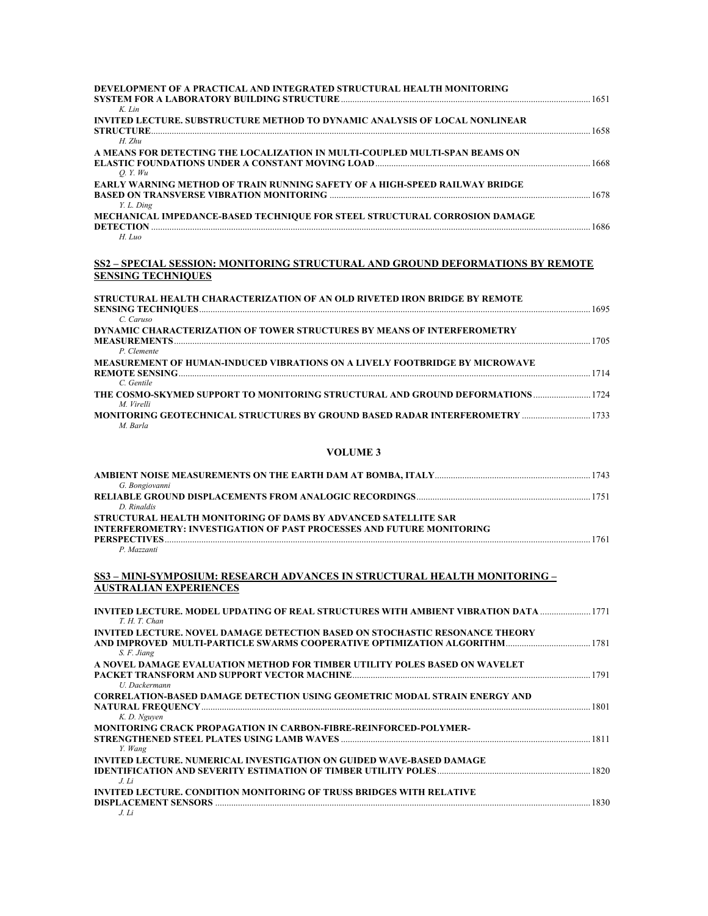**DEVELOPMENT OF A PRACTICAL AND INTEGRATED STRUCTURAL HEALTH MONITORING SYSTEM FOR A LABORATORY BUILDING STRUCTURE** ..... 1651
*K. Lin*

**INVITED LECTURE. SUBSTRUCTURE METHOD TO DYNAMIC ANALYSIS OF LOCAL NONLINEAR STRUCTURE** ..... 1658
*H. Zhu*

**A MEANS FOR DETECTING THE LOCALIZATION IN MULTI-COUPLED MULTI-SPAN BEAMS ON ELASTIC FOUNDATIONS UNDER A CONSTANT MOVING LOAD** ..... 1668
*Q. Y. Wu*

**EARLY WARNING METHOD OF TRAIN RUNNING SAFETY OF A HIGH-SPEED RAILWAY BRIDGE BASED ON TRANSVERSE VIBRATION MONITORING** ..... 1678
*Y. L. Ding*

**MECHANICAL IMPEDANCE-BASED TECHNIQUE FOR STEEL STRUCTURAL CORROSION DAMAGE DETECTION** ..... 1686
*H. Luo*

## SS2 – SPECIAL SESSION: MONITORING STRUCTURAL AND GROUND DEFORMATIONS BY REMOTE SENSING TECHNIQUES

**STRUCTURAL HEALTH CHARACTERIZATION OF AN OLD RIVETED IRON BRIDGE BY REMOTE SENSING TECHNIQUES** ..... 1695
*C. Caruso*

**DYNAMIC CHARACTERIZATION OF TOWER STRUCTURES BY MEANS OF INTERFEROMETRY MEASUREMENTS** ..... 1705
*P. Clemente*

**MEASUREMENT OF HUMAN-INDUCED VIBRATIONS ON A LIVELY FOOTBRIDGE BY MICROWAVE REMOTE SENSING** ..... 1714
*C. Gentile*

**THE COSMO-SKYMED SUPPORT TO MONITORING STRUCTURAL AND GROUND DEFORMATIONS** ..... 1724
*M. Virelli*

**MONITORING GEOTECHNICAL STRUCTURES BY GROUND BASED RADAR INTERFEROMETRY** ..... 1733
*M. Barla*

# VOLUME 3

**AMBIENT NOISE MEASUREMENTS ON THE EARTH DAM AT BOMBA, ITALY** ..... 1743
*G. Bongiovanni*

**RELIABLE GROUND DISPLACEMENTS FROM ANALOGIC RECORDINGS** ..... 1751
*D. Rinaldis*

**STRUCTURAL HEALTH MONITORING OF DAMS BY ADVANCED SATELLITE SAR INTERFEROMETRY: INVESTIGATION OF PAST PROCESSES AND FUTURE MONITORING PERSPECTIVES** ..... 1761
*P. Mazzanti*

## SS3 – MINI-SYMPOSIUM: RESEARCH ADVANCES IN STRUCTURAL HEALTH MONITORING – AUSTRALIAN EXPERIENCES

**INVITED LECTURE. MODEL UPDATING OF REAL STRUCTURES WITH AMBIENT VIBRATION DATA** ..... 1771
*T. H. T. Chan*

**INVITED LECTURE. NOVEL DAMAGE DETECTION BASED ON STOCHASTIC RESONANCE THEORY AND IMPROVED MULTI-PARTICLE SWARMS COOPERATIVE OPTIMIZATION ALGORITHM** ..... 1781
*S. F. Jiang*

**A NOVEL DAMAGE EVALUATION METHOD FOR TIMBER UTILITY POLES BASED ON WAVELET PACKET TRANSFORM AND SUPPORT VECTOR MACHINE** ..... 1791
*U. Dackermann*

**CORRELATION-BASED DAMAGE DETECTION USING GEOMETRIC MODAL STRAIN ENERGY AND NATURAL FREQUENCY** ..... 1801
*K. D. Nguyen*

**MONITORING CRACK PROPAGATION IN CARBON-FIBRE-REINFORCED-POLYMER-STRENGTHENED STEEL PLATES USING LAMB WAVES** ..... 1811
*Y. Wang*

**INVITED LECTURE. NUMERICAL INVESTIGATION ON GUIDED WAVE-BASED DAMAGE IDENTIFICATION AND SEVERITY ESTIMATION OF TIMBER UTILITY POLES** ..... 1820
*J. Li*

**INVITED LECTURE. CONDITION MONITORING OF TRUSS BRIDGES WITH RELATIVE DISPLACEMENT SENSORS** ..... 1830
*J. Li*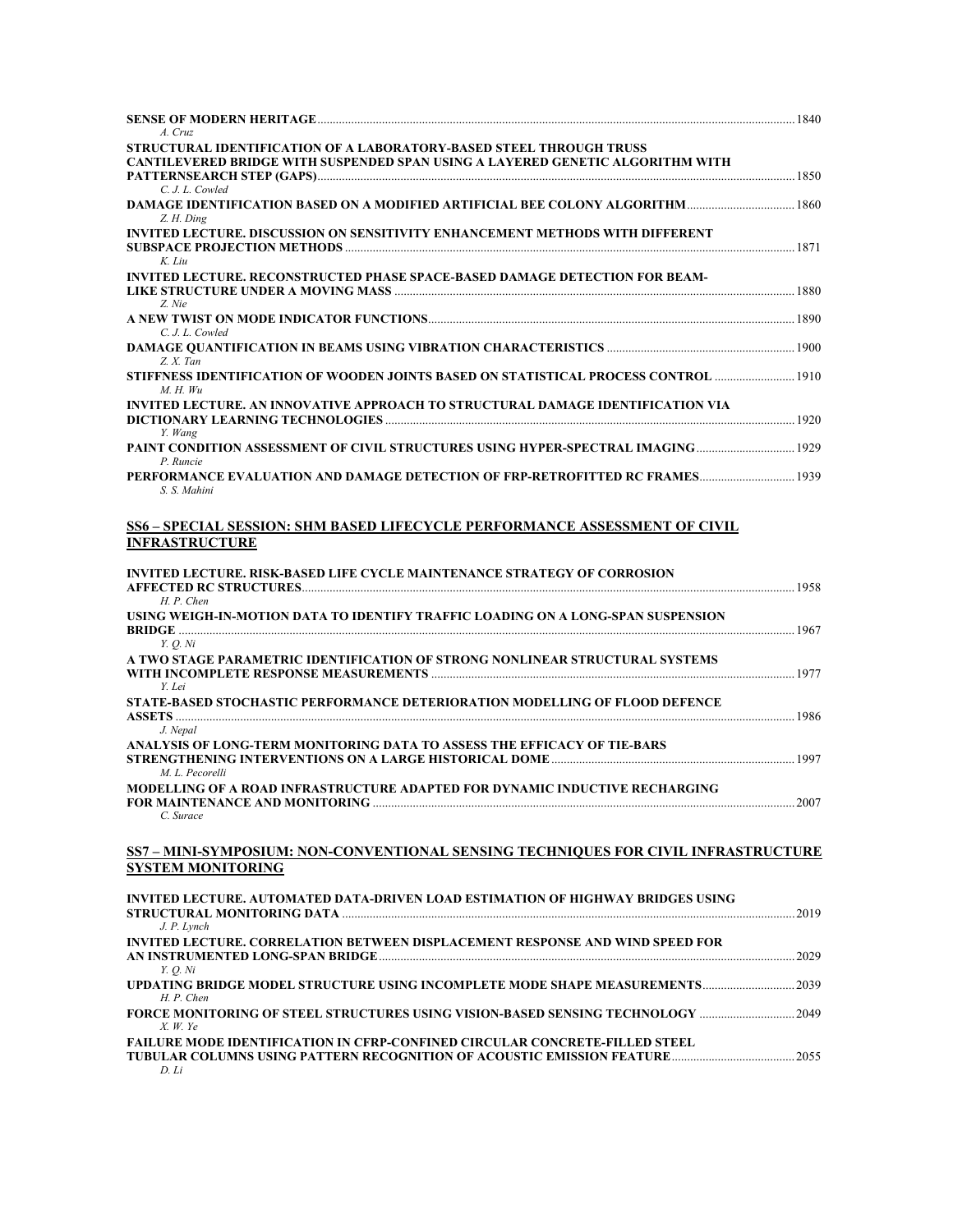**SENSE OF MODERN HERITAGE** ........ 1840
*A. Cruz*

**STRUCTURAL IDENTIFICATION OF A LABORATORY-BASED STEEL THROUGH TRUSS CANTILEVERED BRIDGE WITH SUSPENDED SPAN USING A LAYERED GENETIC ALGORITHM WITH PATTERNSEARCH STEP (GAPS)** ........ 1850
*C. J. L. Cowled*

**DAMAGE IDENTIFICATION BASED ON A MODIFIED ARTIFICIAL BEE COLONY ALGORITHM** ........ 1860
*Z. H. Ding*

**INVITED LECTURE. DISCUSSION ON SENSITIVITY ENHANCEMENT METHODS WITH DIFFERENT SUBSPACE PROJECTION METHODS** ........ 1871
*K. Liu*

**INVITED LECTURE. RECONSTRUCTED PHASE SPACE-BASED DAMAGE DETECTION FOR BEAM-LIKE STRUCTURE UNDER A MOVING MASS** ........ 1880
*Z. Nie*

**A NEW TWIST ON MODE INDICATOR FUNCTIONS** ........ 1890
*C. J. L. Cowled*

**DAMAGE QUANTIFICATION IN BEAMS USING VIBRATION CHARACTERISTICS** ........ 1900
*Z. X. Tan*

**STIFFNESS IDENTIFICATION OF WOODEN JOINTS BASED ON STATISTICAL PROCESS CONTROL** ........ 1910
*M. H. Wu*

**INVITED LECTURE. AN INNOVATIVE APPROACH TO STRUCTURAL DAMAGE IDENTIFICATION VIA DICTIONARY LEARNING TECHNOLOGIES** ........ 1920
*Y. Wang*

**PAINT CONDITION ASSESSMENT OF CIVIL STRUCTURES USING HYPER-SPECTRAL IMAGING** ........ 1929
*P. Runcie*

**PERFORMANCE EVALUATION AND DAMAGE DETECTION OF FRP-RETROFITTED RC FRAMES** ........ 1939
*S. S. Mahini*

## SS6 – SPECIAL SESSION: SHM BASED LIFECYCLE PERFORMANCE ASSESSMENT OF CIVIL INFRASTRUCTURE

**INVITED LECTURE. RISK-BASED LIFE CYCLE MAINTENANCE STRATEGY OF CORROSION AFFECTED RC STRUCTURES** ........ 1958
*H. P. Chen*

**USING WEIGH-IN-MOTION DATA TO IDENTIFY TRAFFIC LOADING ON A LONG-SPAN SUSPENSION BRIDGE** ........ 1967
*Y. Q. Ni*

**A TWO STAGE PARAMETRIC IDENTIFICATION OF STRONG NONLINEAR STRUCTURAL SYSTEMS WITH INCOMPLETE RESPONSE MEASUREMENTS** ........ 1977
*Y. Lei*

**STATE-BASED STOCHASTIC PERFORMANCE DETERIORATION MODELLING OF FLOOD DEFENCE ASSETS** ........ 1986
*J. Nepal*

**ANALYSIS OF LONG-TERM MONITORING DATA TO ASSESS THE EFFICACY OF TIE-BARS STRENGTHENING INTERVENTIONS ON A LARGE HISTORICAL DOME** ........ 1997
*M. L. Pecorelli*

**MODELLING OF A ROAD INFRASTRUCTURE ADAPTED FOR DYNAMIC INDUCTIVE RECHARGING FOR MAINTENANCE AND MONITORING** ........ 2007
*C. Surace*

## SS7 – MINI-SYMPOSIUM: NON-CONVENTIONAL SENSING TECHNIQUES FOR CIVIL INFRASTRUCTURE SYSTEM MONITORING

**INVITED LECTURE. AUTOMATED DATA-DRIVEN LOAD ESTIMATION OF HIGHWAY BRIDGES USING STRUCTURAL MONITORING DATA** ........ 2019
*J. P. Lynch*

**INVITED LECTURE. CORRELATION BETWEEN DISPLACEMENT RESPONSE AND WIND SPEED FOR AN INSTRUMENTED LONG-SPAN BRIDGE** ........ 2029
*Y. Q. Ni*

**UPDATING BRIDGE MODEL STRUCTURE USING INCOMPLETE MODE SHAPE MEASUREMENTS** ........ 2039
*H. P. Chen*

**FORCE MONITORING OF STEEL STRUCTURES USING VISION-BASED SENSING TECHNOLOGY** ........ 2049
*X. W. Ye*

**FAILURE MODE IDENTIFICATION IN CFRP-CONFINED CIRCULAR CONCRETE-FILLED STEEL TUBULAR COLUMNS USING PATTERN RECOGNITION OF ACOUSTIC EMISSION FEATURE** ........ 2055
*D. Li*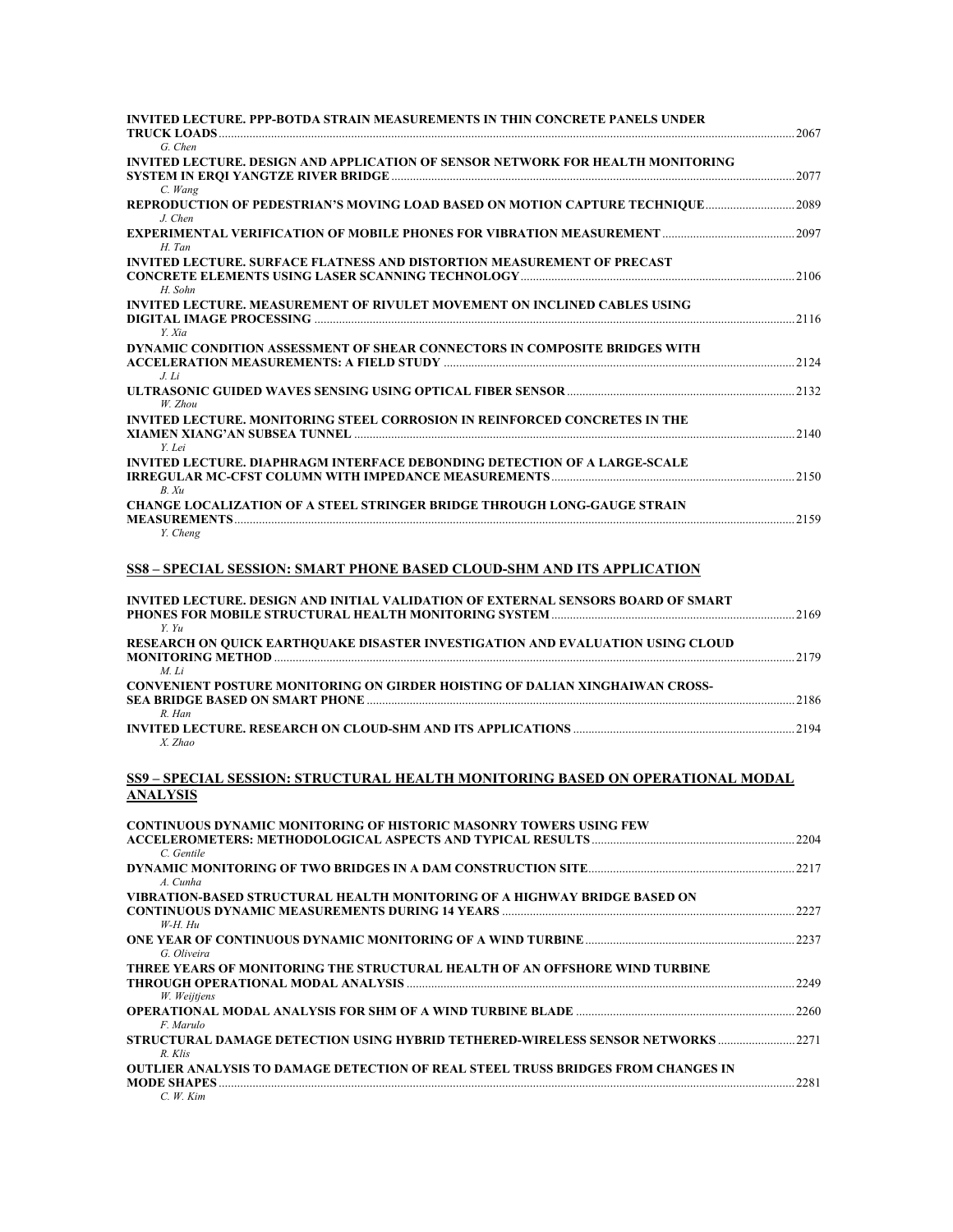**INVITED LECTURE. PPP-BOTDA STRAIN MEASUREMENTS IN THIN CONCRETE PANELS UNDER TRUCK LOADS** .......... 2067
*G. Chen*

**INVITED LECTURE. DESIGN AND APPLICATION OF SENSOR NETWORK FOR HEALTH MONITORING SYSTEM IN ERQI YANGTZE RIVER BRIDGE** .......... 2077
*C. Wang*

**REPRODUCTION OF PEDESTRIAN'S MOVING LOAD BASED ON MOTION CAPTURE TECHNIQUE** .......... 2089
*J. Chen*

**EXPERIMENTAL VERIFICATION OF MOBILE PHONES FOR VIBRATION MEASUREMENT** .......... 2097
*H. Tan*

**INVITED LECTURE. SURFACE FLATNESS AND DISTORTION MEASUREMENT OF PRECAST CONCRETE ELEMENTS USING LASER SCANNING TECHNOLOGY** .......... 2106
*H. Sohn*

**INVITED LECTURE. MEASUREMENT OF RIVULET MOVEMENT ON INCLINED CABLES USING DIGITAL IMAGE PROCESSING** .......... 2116
*Y. Xia*

**DYNAMIC CONDITION ASSESSMENT OF SHEAR CONNECTORS IN COMPOSITE BRIDGES WITH ACCELERATION MEASUREMENTS: A FIELD STUDY** .......... 2124
*J. Li*

**ULTRASONIC GUIDED WAVES SENSING USING OPTICAL FIBER SENSOR** .......... 2132
*W. Zhou*

**INVITED LECTURE. MONITORING STEEL CORROSION IN REINFORCED CONCRETES IN THE XIAMEN XIANG'AN SUBSEA TUNNEL** .......... 2140
*Y. Lei*

**INVITED LECTURE. DIAPHRAGM INTERFACE DEBONDING DETECTION OF A LARGE-SCALE IRREGULAR MC-CFST COLUMN WITH IMPEDANCE MEASUREMENTS** .......... 2150
*B. Xu*

**CHANGE LOCALIZATION OF A STEEL STRINGER BRIDGE THROUGH LONG-GAUGE STRAIN MEASUREMENTS** .......... 2159
*Y. Cheng*

## SS8 – SPECIAL SESSION: SMART PHONE BASED CLOUD-SHM AND ITS APPLICATION

**INVITED LECTURE. DESIGN AND INITIAL VALIDATION OF EXTERNAL SENSORS BOARD OF SMART PHONES FOR MOBILE STRUCTURAL HEALTH MONITORING SYSTEM** .......... 2169
*Y. Yu*

**RESEARCH ON QUICK EARTHQUAKE DISASTER INVESTIGATION AND EVALUATION USING CLOUD MONITORING METHOD** .......... 2179
*M. Li*

**CONVENIENT POSTURE MONITORING ON GIRDER HOISTING OF DALIAN XINGHAIWAN CROSS-SEA BRIDGE BASED ON SMART PHONE** .......... 2186
*R. Han*

**INVITED LECTURE. RESEARCH ON CLOUD-SHM AND ITS APPLICATIONS** .......... 2194
*X. Zhao*

## SS9 – SPECIAL SESSION: STRUCTURAL HEALTH MONITORING BASED ON OPERATIONAL MODAL ANALYSIS

**CONTINUOUS DYNAMIC MONITORING OF HISTORIC MASONRY TOWERS USING FEW ACCELEROMETERS: METHODOLOGICAL ASPECTS AND TYPICAL RESULTS** .......... 2204
*C. Gentile*

**DYNAMIC MONITORING OF TWO BRIDGES IN A DAM CONSTRUCTION SITE** .......... 2217
*A. Cunha*

**VIBRATION-BASED STRUCTURAL HEALTH MONITORING OF A HIGHWAY BRIDGE BASED ON CONTINUOUS DYNAMIC MEASUREMENTS DURING 14 YEARS** .......... 2227
*W-H. Hu*

**ONE YEAR OF CONTINUOUS DYNAMIC MONITORING OF A WIND TURBINE** .......... 2237
*G. Oliveira*

**THREE YEARS OF MONITORING THE STRUCTURAL HEALTH OF AN OFFSHORE WIND TURBINE THROUGH OPERATIONAL MODAL ANALYSIS** .......... 2249
*W. Weijtjens*

**OPERATIONAL MODAL ANALYSIS FOR SHM OF A WIND TURBINE BLADE** .......... 2260
*F. Marulo*

**STRUCTURAL DAMAGE DETECTION USING HYBRID TETHERED-WIRELESS SENSOR NETWORKS** .......... 2271
*R. Klis*

**OUTLIER ANALYSIS TO DAMAGE DETECTION OF REAL STEEL TRUSS BRIDGES FROM CHANGES IN MODE SHAPES** .......... 2281
*C. W. Kim*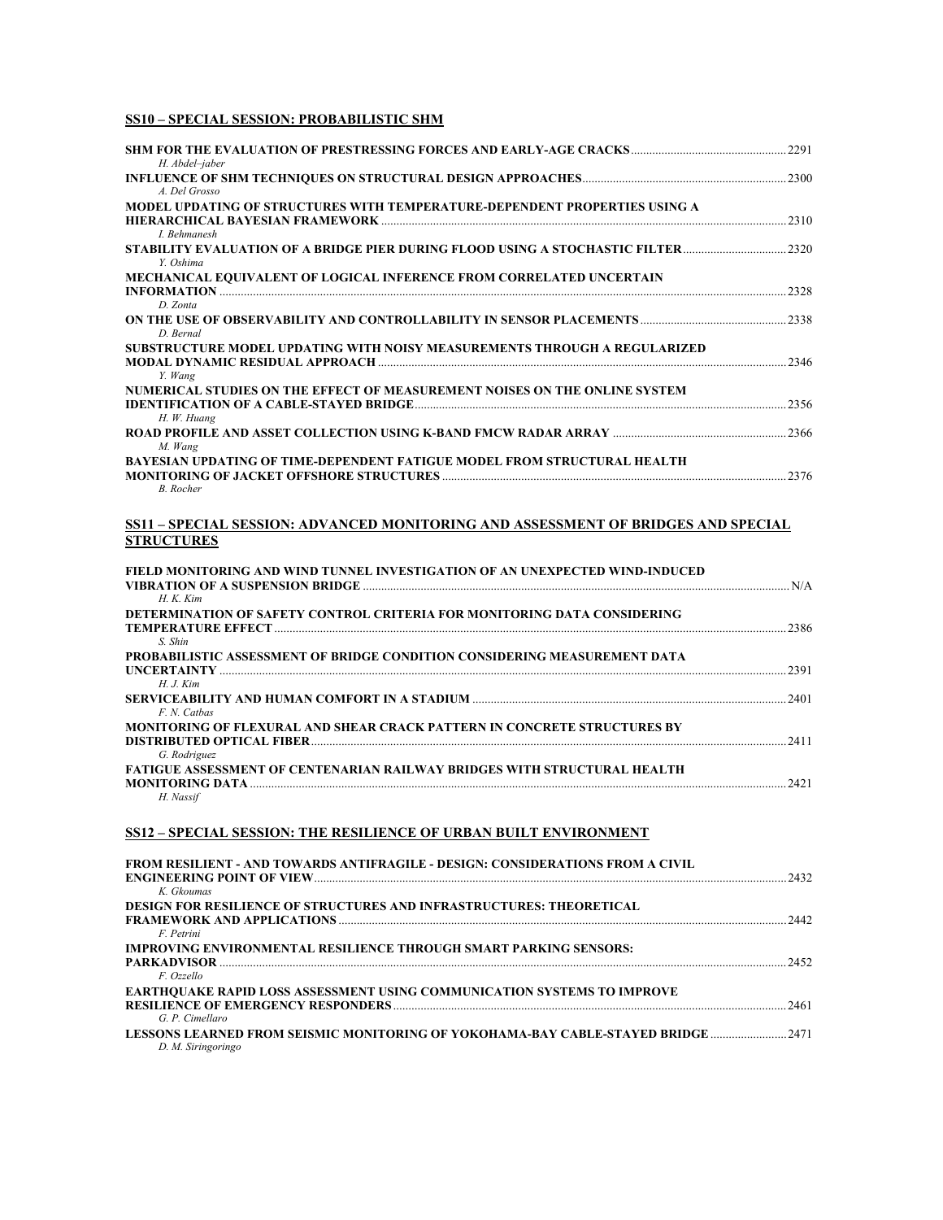## SS10 – SPECIAL SESSION: PROBABILISTIC SHM

**SHM FOR THE EVALUATION OF PRESTRESSING FORCES AND EARLY-AGE CRACKS** ..... 2291
*H. Abdel–jaber*

**INFLUENCE OF SHM TECHNIQUES ON STRUCTURAL DESIGN APPROACHES** ..... 2300
*A. Del Grosso*

**MODEL UPDATING OF STRUCTURES WITH TEMPERATURE-DEPENDENT PROPERTIES USING A HIERARCHICAL BAYESIAN FRAMEWORK** ..... 2310
*I. Behmanesh*

**STABILITY EVALUATION OF A BRIDGE PIER DURING FLOOD USING A STOCHASTIC FILTER** ..... 2320
*Y. Oshima*

**MECHANICAL EQUIVALENT OF LOGICAL INFERENCE FROM CORRELATED UNCERTAIN INFORMATION** ..... 2328
*D. Zonta*

**ON THE USE OF OBSERVABILITY AND CONTROLLABILITY IN SENSOR PLACEMENTS** ..... 2338
*D. Bernal*

**SUBSTRUCTURE MODEL UPDATING WITH NOISY MEASUREMENTS THROUGH A REGULARIZED MODAL DYNAMIC RESIDUAL APPROACH** ..... 2346
*Y. Wang*

**NUMERICAL STUDIES ON THE EFFECT OF MEASUREMENT NOISES ON THE ONLINE SYSTEM IDENTIFICATION OF A CABLE-STAYED BRIDGE** ..... 2356
*H. W. Huang*

**ROAD PROFILE AND ASSET COLLECTION USING K-BAND FMCW RADAR ARRAY** ..... 2366
*M. Wang*

**BAYESIAN UPDATING OF TIME-DEPENDENT FATIGUE MODEL FROM STRUCTURAL HEALTH MONITORING OF JACKET OFFSHORE STRUCTURES** ..... 2376
*B. Rocher*

## SS11 – SPECIAL SESSION: ADVANCED MONITORING AND ASSESSMENT OF BRIDGES AND SPECIAL STRUCTURES

**FIELD MONITORING AND WIND TUNNEL INVESTIGATION OF AN UNEXPECTED WIND-INDUCED VIBRATION OF A SUSPENSION BRIDGE** ..... N/A
*H. K. Kim*

**DETERMINATION OF SAFETY CONTROL CRITERIA FOR MONITORING DATA CONSIDERING TEMPERATURE EFFECT** ..... 2386
*S. Shin*

**PROBABILISTIC ASSESSMENT OF BRIDGE CONDITION CONSIDERING MEASUREMENT DATA UNCERTAINTY** ..... 2391
*H. J. Kim*

**SERVICEABILITY AND HUMAN COMFORT IN A STADIUM** ..... 2401
*F. N. Catbas*

**MONITORING OF FLEXURAL AND SHEAR CRACK PATTERN IN CONCRETE STRUCTURES BY DISTRIBUTED OPTICAL FIBER** ..... 2411
*G. Rodriguez*

**FATIGUE ASSESSMENT OF CENTENARIAN RAILWAY BRIDGES WITH STRUCTURAL HEALTH MONITORING DATA** ..... 2421
*H. Nassif*

## SS12 – SPECIAL SESSION: THE RESILIENCE OF URBAN BUILT ENVIRONMENT

**FROM RESILIENT - AND TOWARDS ANTIFRAGILE - DESIGN: CONSIDERATIONS FROM A CIVIL ENGINEERING POINT OF VIEW** ..... 2432
*K. Gkoumas*

**DESIGN FOR RESILIENCE OF STRUCTURES AND INFRASTRUCTURES: THEORETICAL FRAMEWORK AND APPLICATIONS** ..... 2442
*F. Petrini*

**IMPROVING ENVIRONMENTAL RESILIENCE THROUGH SMART PARKING SENSORS: PARKADVISOR** ..... 2452
*F. Ozzello*

**EARTHQUAKE RAPID LOSS ASSESSMENT USING COMMUNICATION SYSTEMS TO IMPROVE RESILIENCE OF EMERGENCY RESPONDERS** ..... 2461
*G. P. Cimellaro*

**LESSONS LEARNED FROM SEISMIC MONITORING OF YOKOHAMA-BAY CABLE-STAYED BRIDGE** ..... 2471
*D. M. Siringoringo*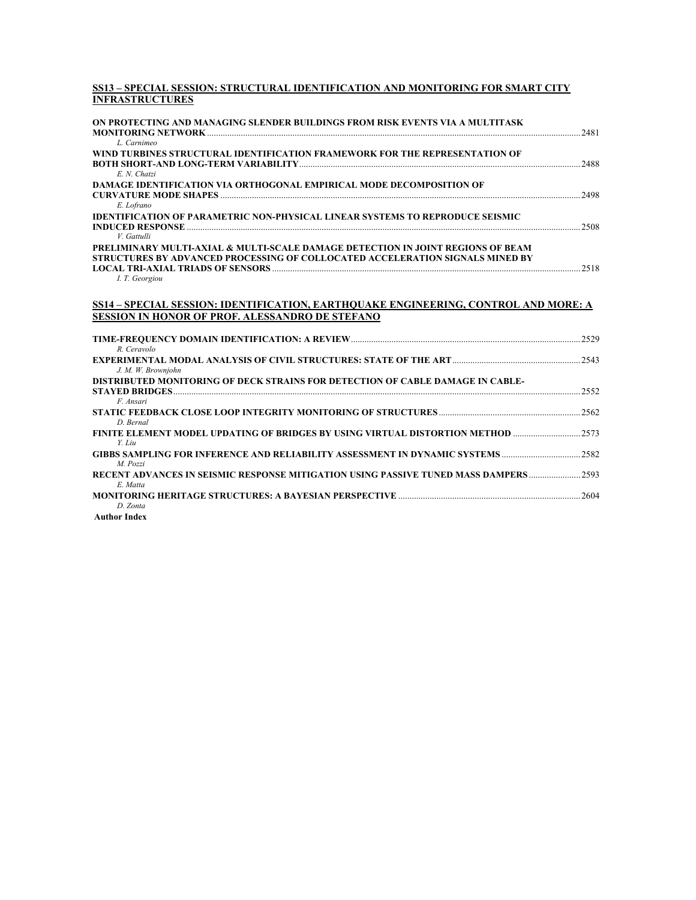## SS13 – SPECIAL SESSION: STRUCTURAL IDENTIFICATION AND MONITORING FOR SMART CITY INFRASTRUCTURES

**ON PROTECTING AND MANAGING SLENDER BUILDINGS FROM RISK EVENTS VIA A MULTITASK MONITORING NETWORK** ........ 2481
*L. Carnimeo*

**WIND TURBINES STRUCTURAL IDENTIFICATION FRAMEWORK FOR THE REPRESENTATION OF BOTH SHORT-AND LONG-TERM VARIABILITY** ........ 2488
*E. N. Chatzi*

**DAMAGE IDENTIFICATION VIA ORTHOGONAL EMPIRICAL MODE DECOMPOSITION OF CURVATURE MODE SHAPES** ........ 2498
*E. Lofrano*

**IDENTIFICATION OF PARAMETRIC NON-PHYSICAL LINEAR SYSTEMS TO REPRODUCE SEISMIC INDUCED RESPONSE** ........ 2508
*V. Gattulli*

**PRELIMINARY MULTI-AXIAL & MULTI-SCALE DAMAGE DETECTION IN JOINT REGIONS OF BEAM STRUCTURES BY ADVANCED PROCESSING OF COLLOCATED ACCELERATION SIGNALS MINED BY LOCAL TRI-AXIAL TRIADS OF SENSORS** ........ 2518
*I. T. Georgiou*

## SS14 – SPECIAL SESSION: IDENTIFICATION, EARTHQUAKE ENGINEERING, CONTROL AND MORE: A SESSION IN HONOR OF PROF. ALESSANDRO DE STEFANO

**TIME-FREQUENCY DOMAIN IDENTIFICATION: A REVIEW** ........ 2529
*R. Ceravolo*

**EXPERIMENTAL MODAL ANALYSIS OF CIVIL STRUCTURES: STATE OF THE ART** ........ 2543
*J. M. W. Brownjohn*

**DISTRIBUTED MONITORING OF DECK STRAINS FOR DETECTION OF CABLE DAMAGE IN CABLE-STAYED BRIDGES** ........ 2552
*F. Ansari*

**STATIC FEEDBACK CLOSE LOOP INTEGRITY MONITORING OF STRUCTURES** ........ 2562
*D. Bernal*

**FINITE ELEMENT MODEL UPDATING OF BRIDGES BY USING VIRTUAL DISTORTION METHOD** ........ 2573
*Y. Liu*

**GIBBS SAMPLING FOR INFERENCE AND RELIABILITY ASSESSMENT IN DYNAMIC SYSTEMS** ........ 2582
*M. Pozzi*

**RECENT ADVANCES IN SEISMIC RESPONSE MITIGATION USING PASSIVE TUNED MASS DAMPERS** ........ 2593
*E. Matta*

**MONITORING HERITAGE STRUCTURES: A BAYESIAN PERSPECTIVE** ........ 2604
*D. Zonta*

**Author Index**